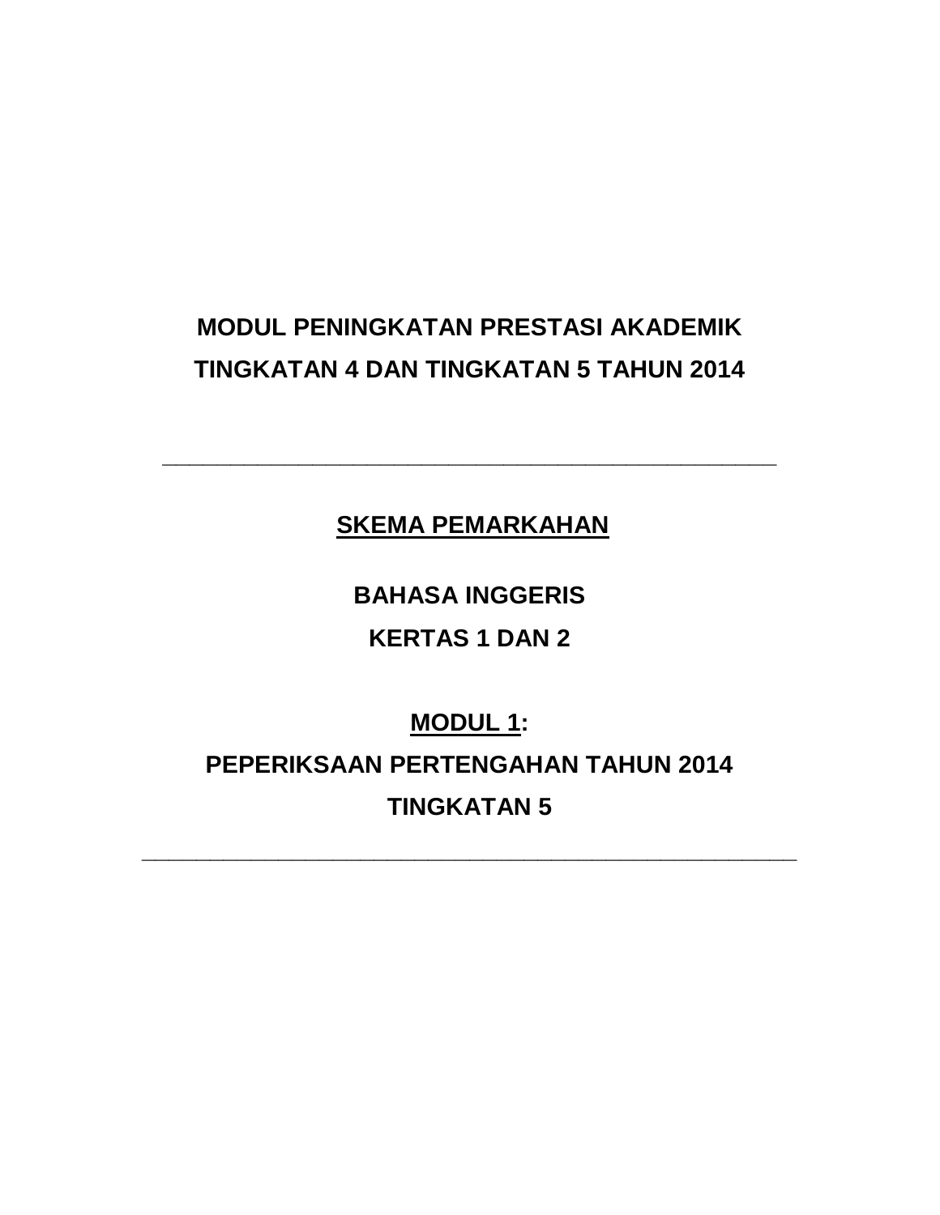**MODUL PENINGKATAN PRESTASI AKADEMIK**
**TINGKATAN 4 DAN TINGKATAN 5 TAHUN 2014**

---

# SKEMA PEMARKAHAN

## BAHASA INGGERIS

## KERTAS 1 DAN 2

## MODUL 1:

## PEPERIKSAAN PERTENGAHAN TAHUN 2014

## TINGKATAN 5

---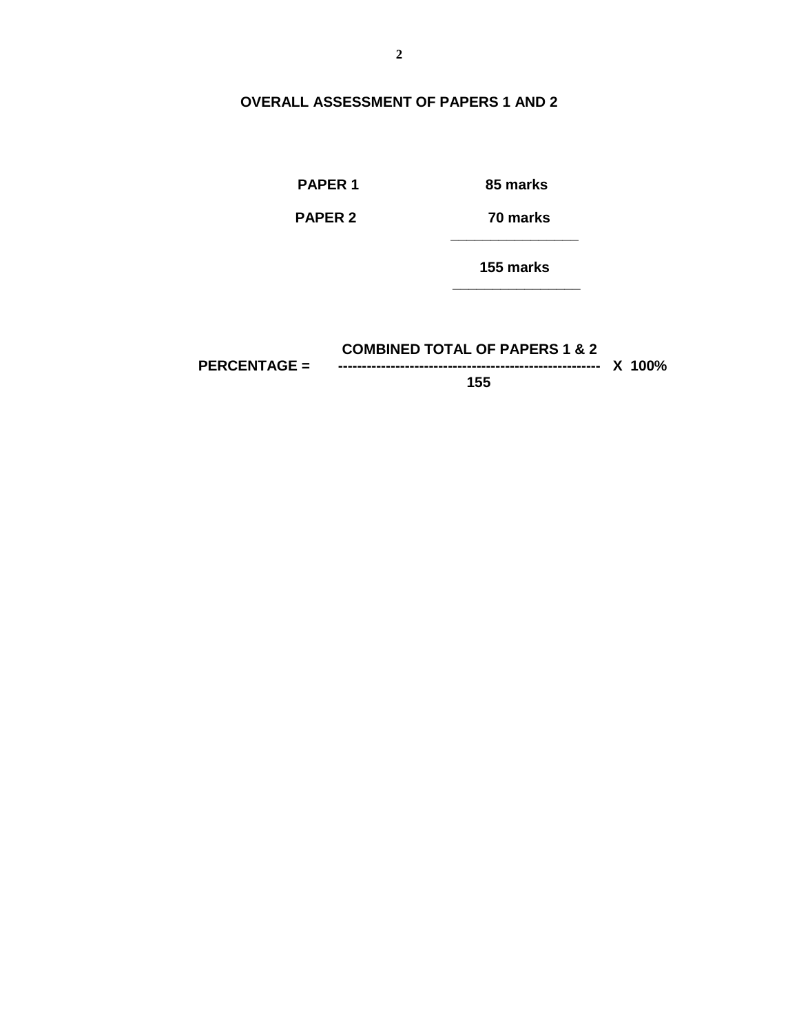# OVERALL ASSESSMENT OF PAPERS 1 AND 2

| | |
|---|---|
| **PAPER 1** | **85 marks** |
| **PAPER 2** | **70 marks** |
| | **155 marks** |

$$\textbf{PERCENTAGE} = \frac{\textbf{COMBINED TOTAL OF PAPERS 1 \& 2}}{\textbf{155}} \times 100\%$$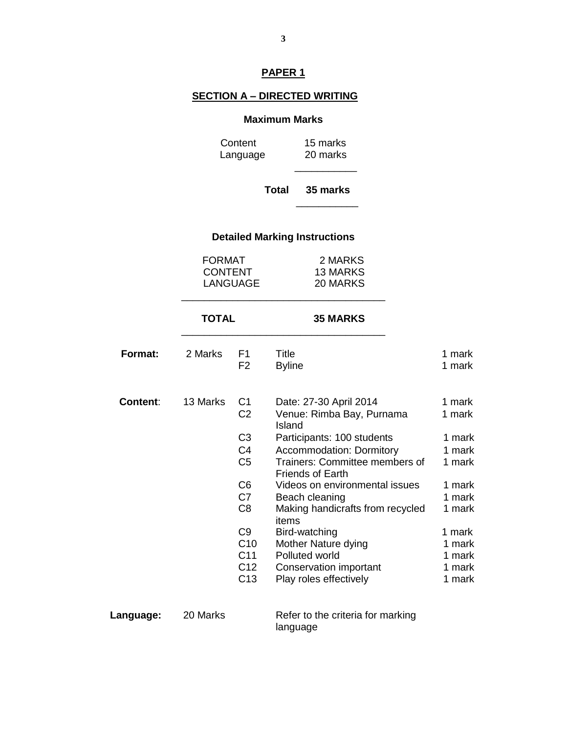## PAPER 1

## SECTION A – DIRECTED WRITING

**Maximum Marks**

| | |
|---|---|
| Content | 15 marks |
| Language | 20 marks |
| **Total** | **35 marks** |

**Detailed Marking Instructions**

| | |
|---|---|
| FORMAT | 2 MARKS |
| CONTENT | 13 MARKS |
| LANGUAGE | 20 MARKS |
| **TOTAL** | **35 MARKS** |

| | | | | |
|---|---|---|---|---|
| **Format:** | 2 Marks | F1 | Title | 1 mark |
| | | F2 | Byline | 1 mark |
| **Content**: | 13 Marks | C1 | Date: 27-30 April 2014 | 1 mark |
| | | C2 | Venue: Rimba Bay, Purnama Island | 1 mark |
| | | C3 | Participants: 100 students | 1 mark |
| | | C4 | Accommodation: Dormitory | 1 mark |
| | | C5 | Trainers: Committee members of Friends of Earth | 1 mark |
| | | C6 | Videos on environmental issues | 1 mark |
| | | C7 | Beach cleaning | 1 mark |
| | | C8 | Making handicrafts from recycled items | 1 mark |
| | | C9 | Bird-watching | 1 mark |
| | | C10 | Mother Nature dying | 1 mark |
| | | C11 | Polluted world | 1 mark |
| | | C12 | Conservation important | 1 mark |
| | | C13 | Play roles effectively | 1 mark |
| **Language:** | 20 Marks | | Refer to the criteria for marking language | |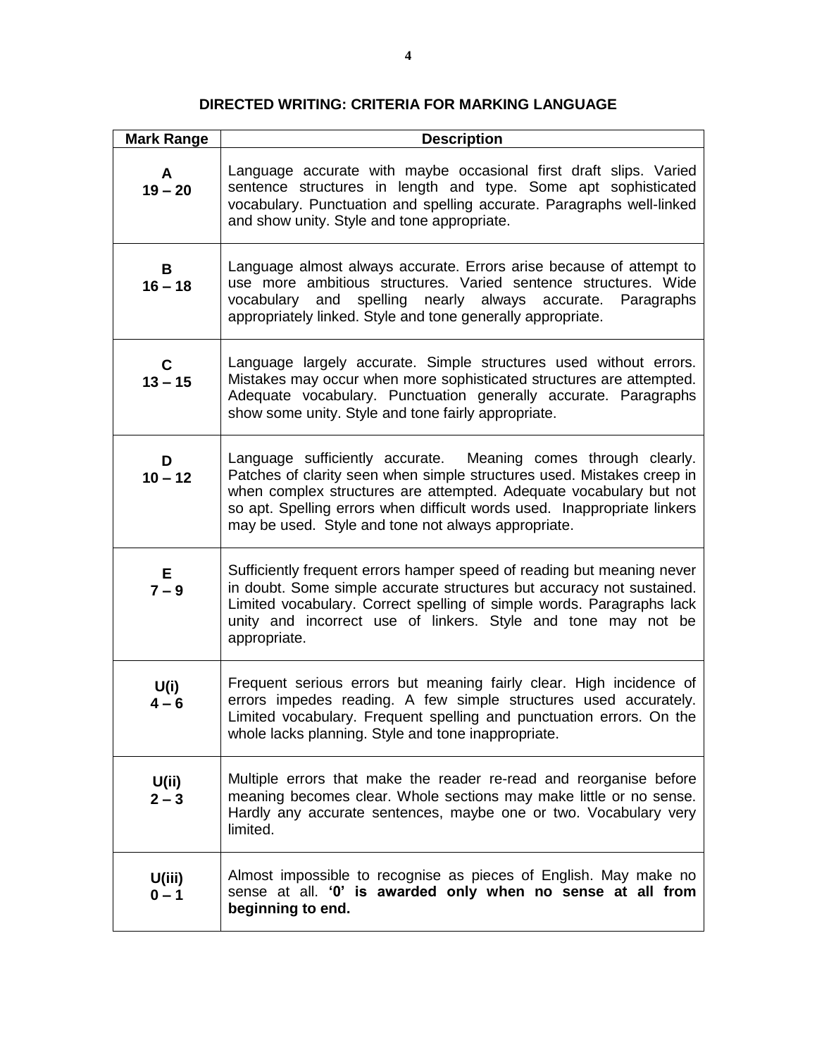## DIRECTED WRITING: CRITERIA FOR MARKING LANGUAGE

| Mark Range | Description |
|---|---|
| **A** **19 – 20** | Language accurate with maybe occasional first draft slips. Varied sentence structures in length and type. Some apt sophisticated vocabulary. Punctuation and spelling accurate. Paragraphs well-linked and show unity. Style and tone appropriate. |
| **B** **16 – 18** | Language almost always accurate. Errors arise because of attempt to use more ambitious structures. Varied sentence structures. Wide vocabulary and spelling nearly always accurate. Paragraphs appropriately linked. Style and tone generally appropriate. |
| **C** **13 – 15** | Language largely accurate. Simple structures used without errors. Mistakes may occur when more sophisticated structures are attempted. Adequate vocabulary. Punctuation generally accurate. Paragraphs show some unity. Style and tone fairly appropriate. |
| **D** **10 – 12** | Language sufficiently accurate. Meaning comes through clearly. Patches of clarity seen when simple structures used. Mistakes creep in when complex structures are attempted. Adequate vocabulary but not so apt. Spelling errors when difficult words used. Inappropriate linkers may be used. Style and tone not always appropriate. |
| **E** **7 – 9** | Sufficiently frequent errors hamper speed of reading but meaning never in doubt. Some simple accurate structures but accuracy not sustained. Limited vocabulary. Correct spelling of simple words. Paragraphs lack unity and incorrect use of linkers. Style and tone may not be appropriate. |
| **U(i)** **4 – 6** | Frequent serious errors but meaning fairly clear. High incidence of errors impedes reading. A few simple structures used accurately. Limited vocabulary. Frequent spelling and punctuation errors. On the whole lacks planning. Style and tone inappropriate. |
| **U(ii)** **2 – 3** | Multiple errors that make the reader re-read and reorganise before meaning becomes clear. Whole sections may make little or no sense. Hardly any accurate sentences, maybe one or two. Vocabulary very limited. |
| **U(iii)** **0 – 1** | Almost impossible to recognise as pieces of English. May make no sense at all. **'0' is awarded only when no sense at all from beginning to end.** |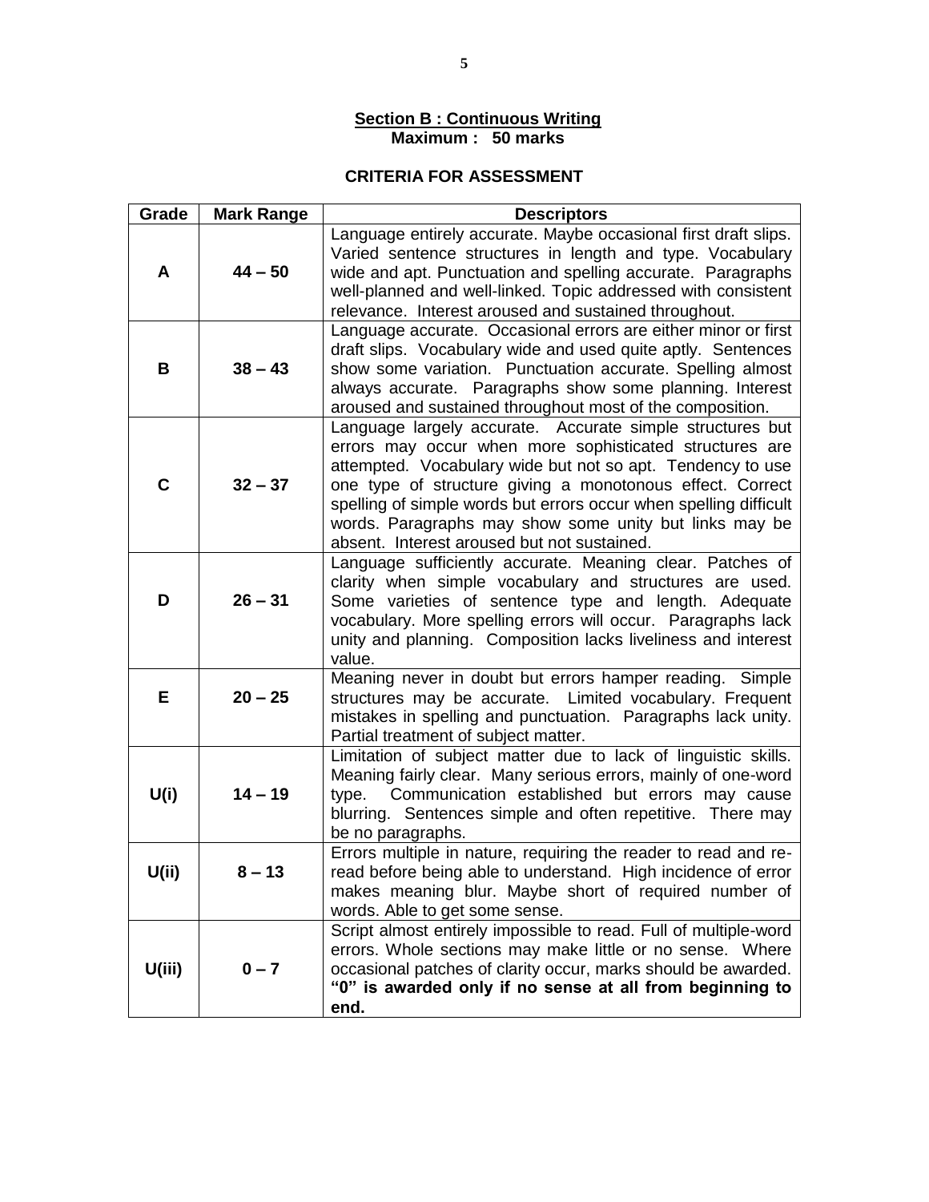**Section B : Continuous Writing**
**Maximum : 50 marks**

**CRITERIA FOR ASSESSMENT**

| Grade | Mark Range | Descriptors |
|---|---|---|
| **A** | **44 – 50** | Language entirely accurate. Maybe occasional first draft slips. Varied sentence structures in length and type. Vocabulary wide and apt. Punctuation and spelling accurate. Paragraphs well-planned and well-linked. Topic addressed with consistent relevance. Interest aroused and sustained throughout. |
| **B** | **38 – 43** | Language accurate. Occasional errors are either minor or first draft slips. Vocabulary wide and used quite aptly. Sentences show some variation. Punctuation accurate. Spelling almost always accurate. Paragraphs show some planning. Interest aroused and sustained throughout most of the composition. |
| **C** | **32 – 37** | Language largely accurate. Accurate simple structures but errors may occur when more sophisticated structures are attempted. Vocabulary wide but not so apt. Tendency to use one type of structure giving a monotonous effect. Correct spelling of simple words but errors occur when spelling difficult words. Paragraphs may show some unity but links may be absent. Interest aroused but not sustained. |
| **D** | **26 – 31** | Language sufficiently accurate. Meaning clear. Patches of clarity when simple vocabulary and structures are used. Some varieties of sentence type and length. Adequate vocabulary. More spelling errors will occur. Paragraphs lack unity and planning. Composition lacks liveliness and interest value. |
| **E** | **20 – 25** | Meaning never in doubt but errors hamper reading. Simple structures may be accurate. Limited vocabulary. Frequent mistakes in spelling and punctuation. Paragraphs lack unity. Partial treatment of subject matter. |
| **U(i)** | **14 – 19** | Limitation of subject matter due to lack of linguistic skills. Meaning fairly clear. Many serious errors, mainly of one-word type. Communication established but errors may cause blurring. Sentences simple and often repetitive. There may be no paragraphs. |
| **U(ii)** | **8 – 13** | Errors multiple in nature, requiring the reader to read and re-read before being able to understand. High incidence of error makes meaning blur. Maybe short of required number of words. Able to get some sense. |
| **U(iii)** | **0 – 7** | Script almost entirely impossible to read. Full of multiple-word errors. Whole sections may make little or no sense. Where occasional patches of clarity occur, marks should be awarded. **"0" is awarded only if no sense at all from beginning to end.** |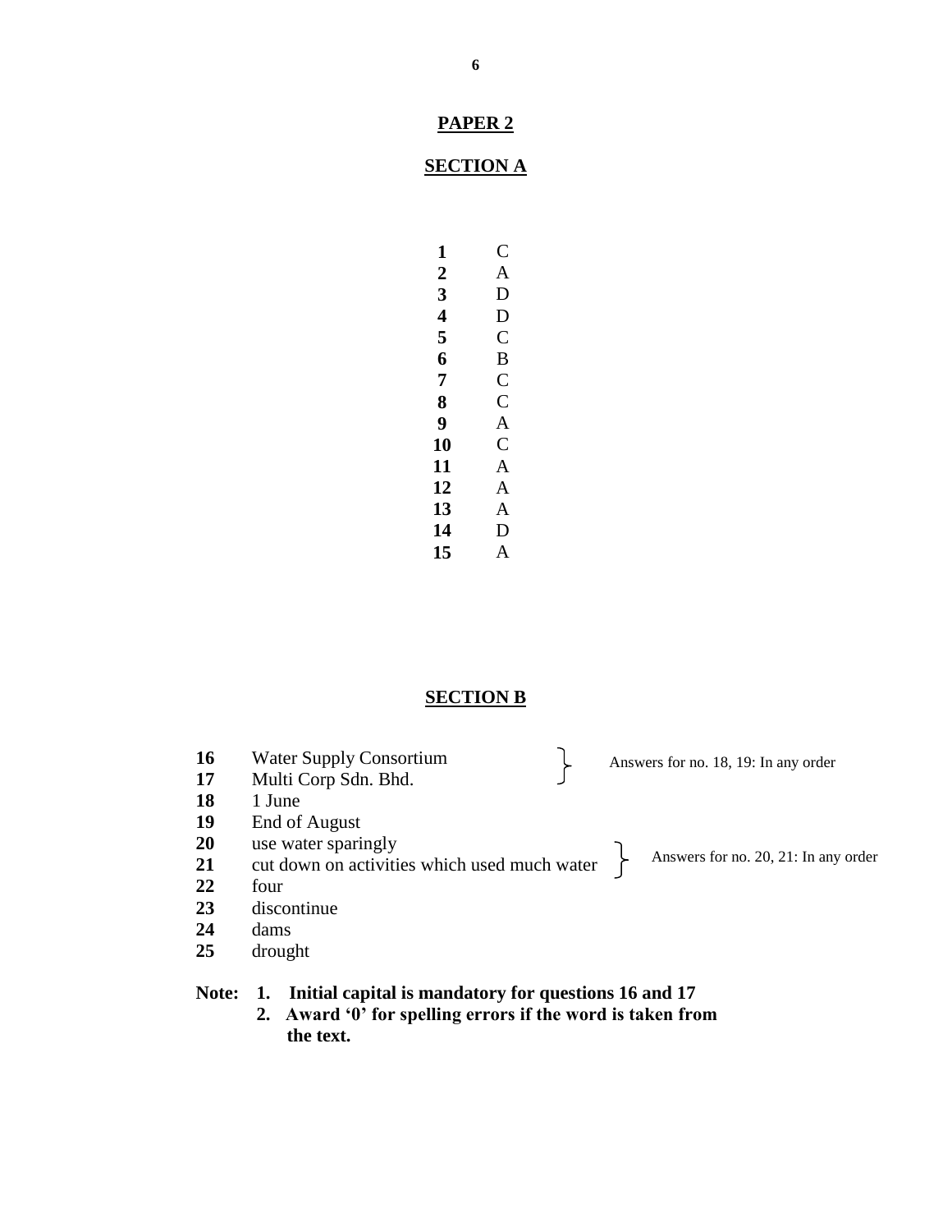## PAPER 2

### SECTION A

| | |
|---|---|
| **1** | C |
| **2** | A |
| **3** | D |
| **4** | D |
| **5** | C |
| **6** | B |
| **7** | C |
| **8** | C |
| **9** | A |
| **10** | C |
| **11** | A |
| **12** | A |
| **13** | A |
| **14** | D |
| **15** | A |

### SECTION B

| | | |
|---|---|---|
| **16** | Water Supply Consortium | Answers for no. 18, 19: In any order |
| **17** | Multi Corp Sdn. Bhd. | |
| **18** | 1 June | |
| **19** | End of August | |
| **20** | use water sparingly | Answers for no. 20, 21: In any order |
| **21** | cut down on activities which used much water | |
| **22** | four | |
| **23** | discontinue | |
| **24** | dams | |
| **25** | drought | |

**Note: 1. Initial capital is mandatory for questions 16 and 17**
**2. Award '0' for spelling errors if the word is taken from the text.**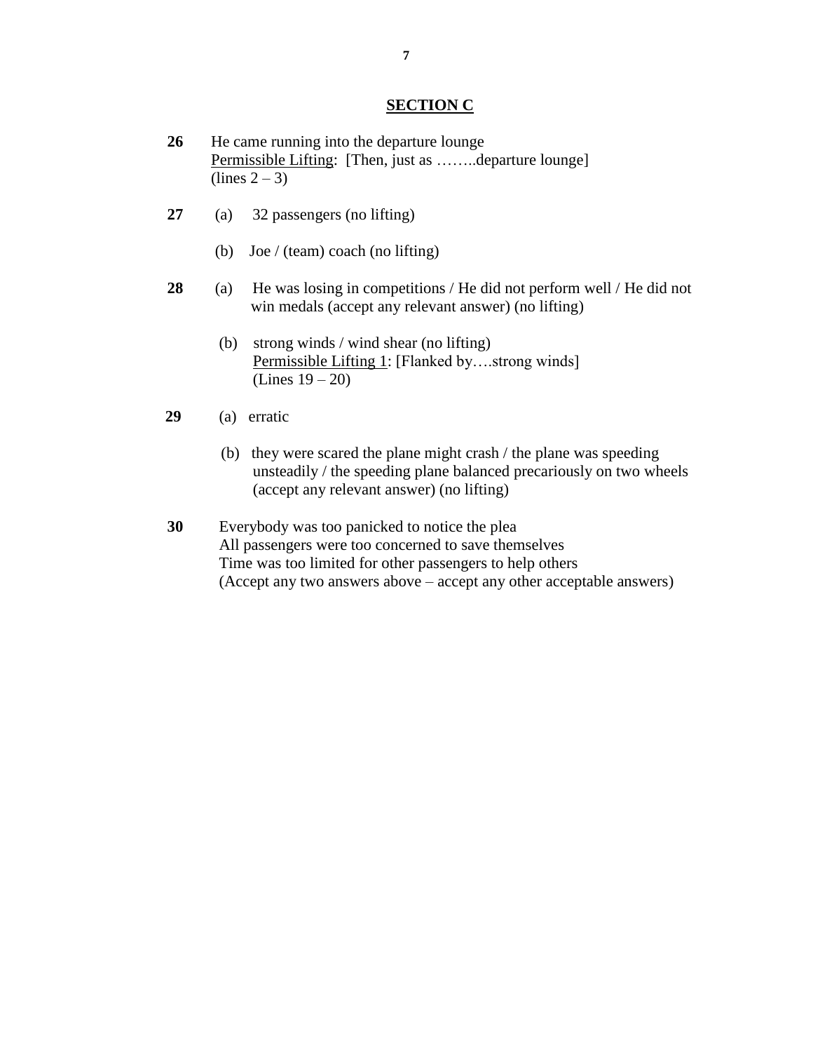## SECTION C

**26** He came running into the departure lounge
Permissible Lifting: [Then, just as ……..departure lounge]
(lines 2 – 3)

**27** (a) 32 passengers (no lifting)

(b) Joe / (team) coach (no lifting)

**28** (a) He was losing in competitions / He did not perform well / He did not win medals (accept any relevant answer) (no lifting)

(b) strong winds / wind shear (no lifting)
Permissible Lifting 1: [Flanked by….strong winds]
(Lines 19 – 20)

**29** (a) erratic

(b) they were scared the plane might crash / the plane was speeding unsteadily / the speeding plane balanced precariously on two wheels (accept any relevant answer) (no lifting)

**30** Everybody was too panicked to notice the plea
All passengers were too concerned to save themselves
Time was too limited for other passengers to help others
(Accept any two answers above – accept any other acceptable answers)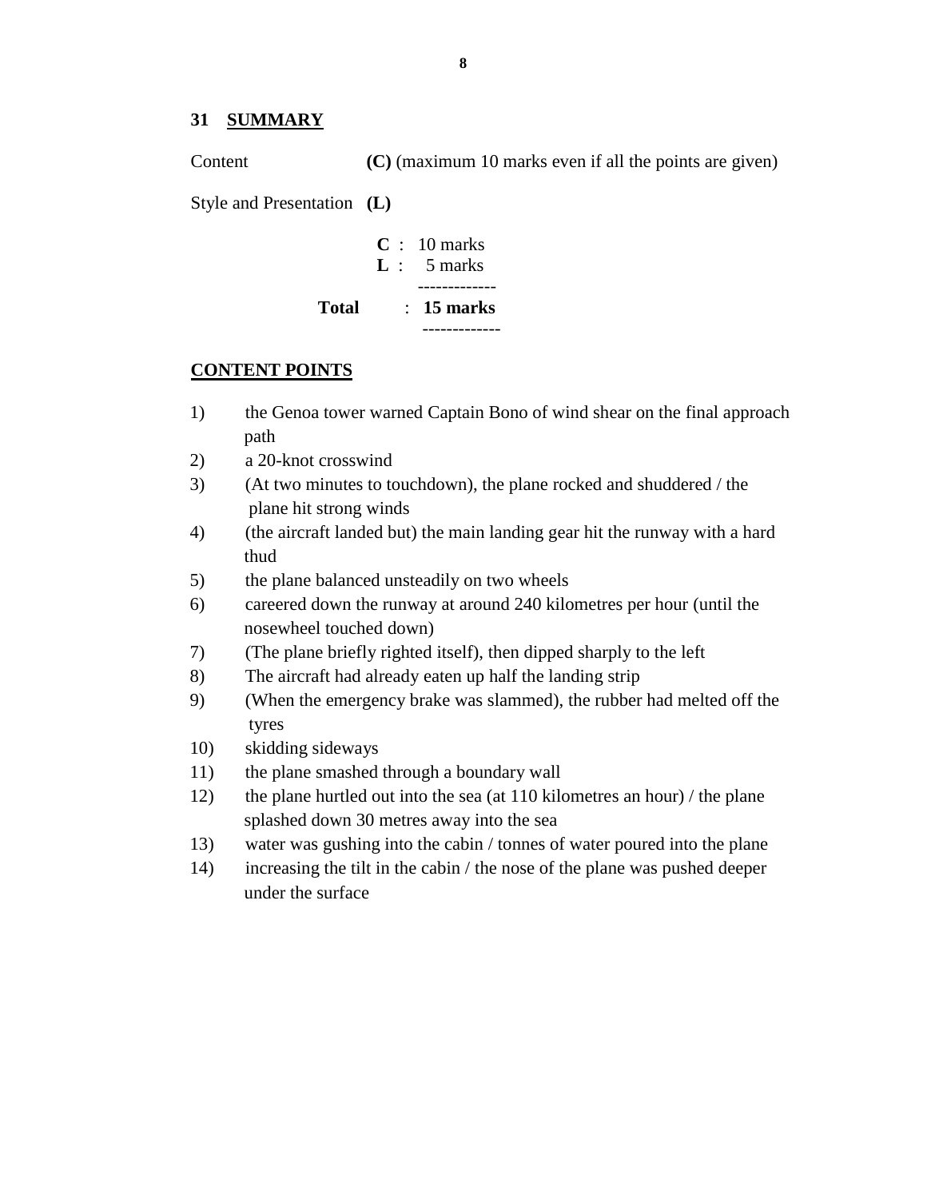## 31 SUMMARY

Content **(C)** (maximum 10 marks even if all the points are given)

Style and Presentation **(L)**

| | | |
|---|---|---|
| | **C** : | 10 marks |
| | **L** : | 5 marks |
| **Total** | : | **15 marks** |

## CONTENT POINTS

1) the Genoa tower warned Captain Bono of wind shear on the final approach path
2) a 20-knot crosswind
3) (At two minutes to touchdown), the plane rocked and shuddered / the plane hit strong winds
4) (the aircraft landed but) the main landing gear hit the runway with a hard thud
5) the plane balanced unsteadily on two wheels
6) careered down the runway at around 240 kilometres per hour (until the nosewheel touched down)
7) (The plane briefly righted itself), then dipped sharply to the left
8) The aircraft had already eaten up half the landing strip
9) (When the emergency brake was slammed), the rubber had melted off the tyres
10) skidding sideways
11) the plane smashed through a boundary wall
12) the plane hurtled out into the sea (at 110 kilometres an hour) / the plane splashed down 30 metres away into the sea
13) water was gushing into the cabin / tonnes of water poured into the plane
14) increasing the tilt in the cabin / the nose of the plane was pushed deeper under the surface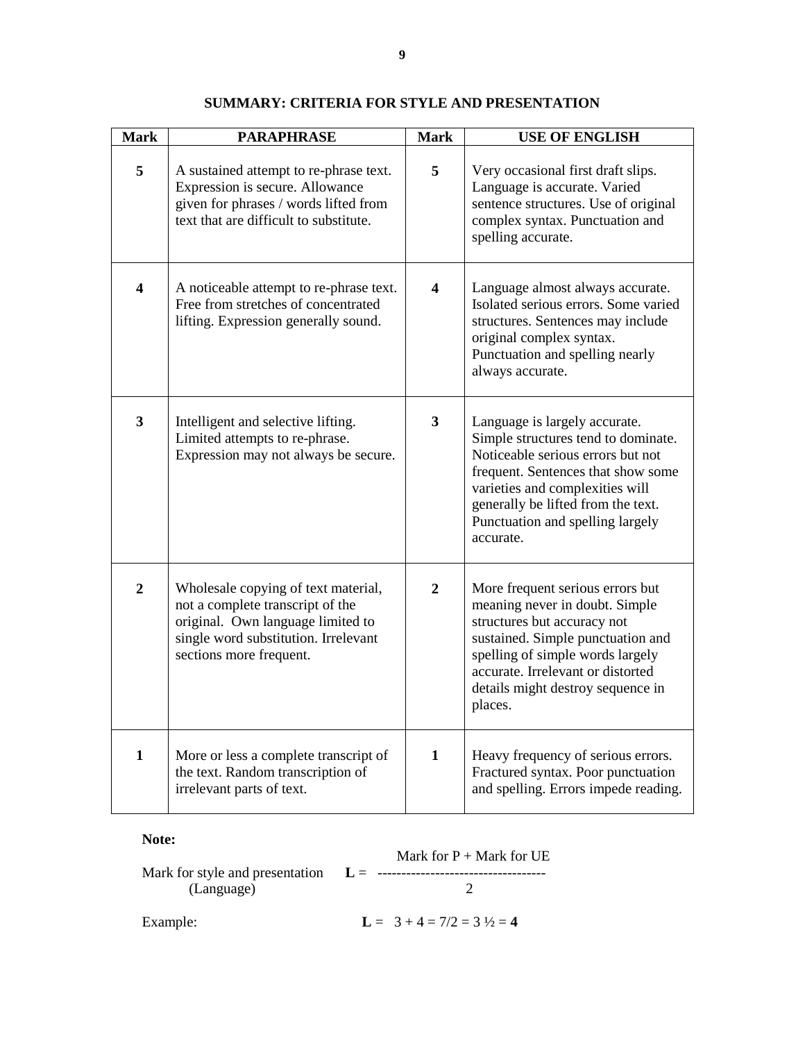## SUMMARY: CRITERIA FOR STYLE AND PRESENTATION

| Mark | PARAPHRASE | Mark | USE OF ENGLISH |
|---|---|---|---|
| **5** | A sustained attempt to re-phrase text. Expression is secure. Allowance given for phrases / words lifted from text that are difficult to substitute. | **5** | Very occasional first draft slips. Language is accurate. Varied sentence structures. Use of original complex syntax. Punctuation and spelling accurate. |
| **4** | A noticeable attempt to re-phrase text. Free from stretches of concentrated lifting. Expression generally sound. | **4** | Language almost always accurate. Isolated serious errors. Some varied structures. Sentences may include original complex syntax. Punctuation and spelling nearly always accurate. |
| **3** | Intelligent and selective lifting. Limited attempts to re-phrase. Expression may not always be secure. | **3** | Language is largely accurate. Simple structures tend to dominate. Noticeable serious errors but not frequent. Sentences that show some varieties and complexities will generally be lifted from the text. Punctuation and spelling largely accurate. |
| **2** | Wholesale copying of text material, not a complete transcript of the original. Own language limited to single word substitution. Irrelevant sections more frequent. | **2** | More frequent serious errors but meaning never in doubt. Simple structures but accuracy not sustained. Simple punctuation and spelling of simple words largely accurate. Irrelevant or distorted details might destroy sequence in places. |
| **1** | More or less a complete transcript of the text. Random transcription of irrelevant parts of text. | **1** | Heavy frequency of serious errors. Fractured syntax. Poor punctuation and spelling. Errors impede reading. |

**Note:**

Mark for style and presentation (Language) $\mathbf{L} = \dfrac{\text{Mark for P + Mark for UE}}{2}$

Example: $\mathbf{L} = 3 + 4 = 7/2 = 3\tfrac{1}{2} = \mathbf{4}$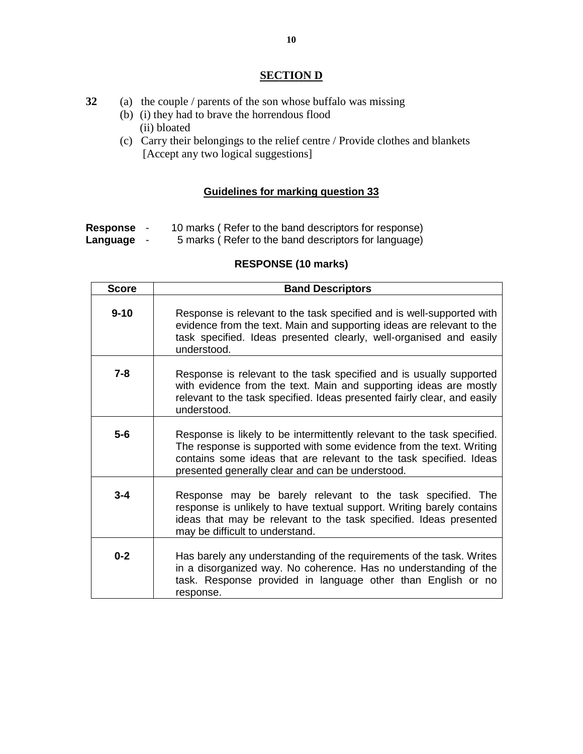## SECTION D

**32** (a) the couple / parents of the son whose buffalo was missing

(b) (i) they had to brave the horrendous flood
(ii) bloated

(c) Carry their belongings to the relief centre / Provide clothes and blankets
[Accept any two logical suggestions]

### Guidelines for marking question 33

**Response** - 10 marks ( Refer to the band descriptors for response)
**Language** - 5 marks ( Refer to the band descriptors for language)

### RESPONSE (10 marks)

| Score | Band Descriptors |
|---|---|
| **9-10** | Response is relevant to the task specified and is well-supported with evidence from the text. Main and supporting ideas are relevant to the task specified. Ideas presented clearly, well-organised and easily understood. |
| **7-8** | Response is relevant to the task specified and is usually supported with evidence from the text. Main and supporting ideas are mostly relevant to the task specified. Ideas presented fairly clear, and easily understood. |
| **5-6** | Response is likely to be intermittently relevant to the task specified. The response is supported with some evidence from the text. Writing contains some ideas that are relevant to the task specified. Ideas presented generally clear and can be understood. |
| **3-4** | Response may be barely relevant to the task specified. The response is unlikely to have textual support. Writing barely contains ideas that may be relevant to the task specified. Ideas presented may be difficult to understand. |
| **0-2** | Has barely any understanding of the requirements of the task. Writes in a disorganized way. No coherence. Has no understanding of the task. Response provided in language other than English or no response. |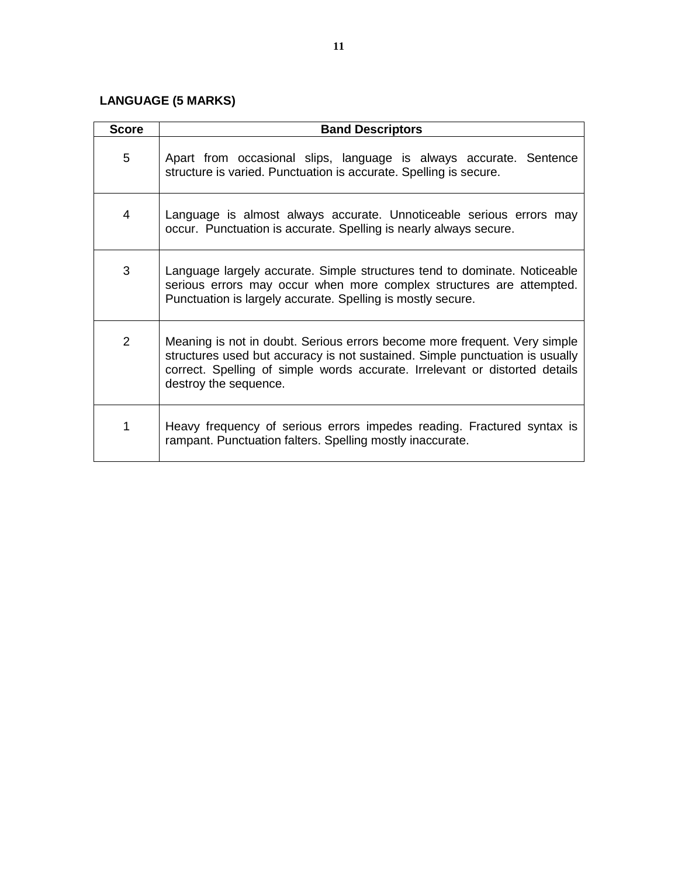**LANGUAGE (5 MARKS)**

| Score | Band Descriptors |
|---|---|
| 5 | Apart from occasional slips, language is always accurate. Sentence structure is varied. Punctuation is accurate. Spelling is secure. |
| 4 | Language is almost always accurate. Unnoticeable serious errors may occur. Punctuation is accurate. Spelling is nearly always secure. |
| 3 | Language largely accurate. Simple structures tend to dominate. Noticeable serious errors may occur when more complex structures are attempted. Punctuation is largely accurate. Spelling is mostly secure. |
| 2 | Meaning is not in doubt. Serious errors become more frequent. Very simple structures used but accuracy is not sustained. Simple punctuation is usually correct. Spelling of simple words accurate. Irrelevant or distorted details destroy the sequence. |
| 1 | Heavy frequency of serious errors impedes reading. Fractured syntax is rampant. Punctuation falters. Spelling mostly inaccurate. |